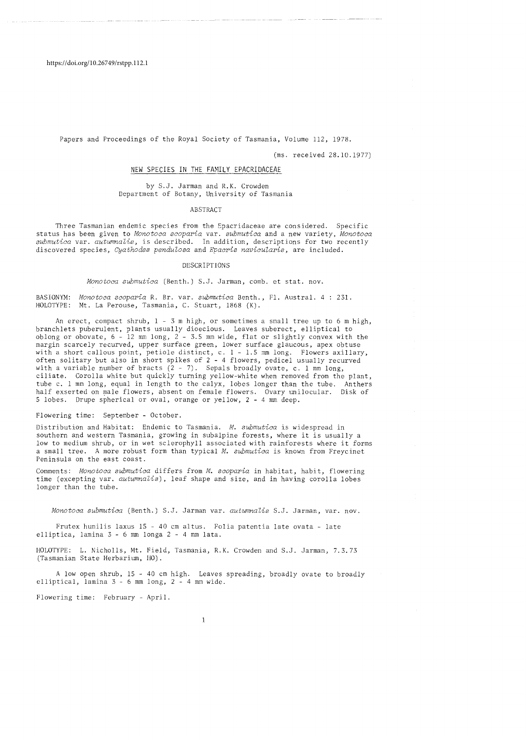https://doi.org/10.26749/rstpp.112.1

Papers and Proceedings of the Royal Society of Tasmania, Volume 112, 1978.

(ms. received 28.10.1977)

# NEW SPECIES IN THE FAMILY EPACRIDACEAE

by S.J. Jarman and R.K. Crowden
Department of Botany, University of Tasmania

## ABSTRACT

Three Tasmanian endemic species from the Epacridaceae are considered. Specific status has been given to *Monotoca scoparia* var. *submutica* and a new variety, *Monotoca submutica* var. *autumnalis*, is described. In addition, descriptions for two recently discovered species, *Cyathodes pendulosa* and *Epacris navicularis*, are included.

## DESCRIPTIONS

### *Monotoca submutica* (Benth.) S.J. Jarman, comb. et stat. nov.

BASIONYM: *Monotoca scoparia* R. Br. var. *submutica* Benth., Fl. Austral. 4 : 231.
HOLOTYPE: Mt. La Perouse, Tasmania, C. Stuart, 1868 (K).

An erect, compact shrub, 1 - 3 m high, or sometimes a small tree up to 6 m high, branchlets puberulent, plants usually dioecious. Leaves suberect, elliptical to oblong or obovate, 6 - 12 mm long, 2 - 3.5 mm wide, flat or slightly convex with the margin scarcely recurved, upper surface green, lower surface glaucous, apex obtuse with a short callous point, petiole distinct, c. 1 - 1.5 mm long. Flowers axillary, often solitary but also in short spikes of 2 - 4 flowers, pedicel usually recurved with a variable number of bracts (2 - 7). Sepals broadly ovate, c. 1 mm long, ciliate. Corolla white but quickly turning yellow-white when removed from the plant, tube c. 1 mm long, equal in length to the calyx, lobes longer than the tube. Anthers half exserted on male flowers, absent on female flowers. Ovary unilocular. Disk of 5 lobes. Drupe spherical or oval, orange or yellow, 2 - 4 mm deep.

Flowering time: September - October.

Distribution and Habitat: Endemic to Tasmania. *M. submutica* is widespread in southern and western Tasmania, growing in subalpine forests, where it is usually a low to medium shrub, or in wet sclerophyll associated with rainforests where it forms a small tree. A more robust form than typical *M. submutica* is known from Freycinet Peninsula on the east coast.

Comments: *Monotoca submutica* differs from *M. scoparia* in habitat, habit, flowering time (excepting var. *autumnalis*), leaf shape and size, and in having corolla lobes longer than the tube.

### *Monotoca submutica* (Benth.) S.J. Jarman var. *autumnalis* S.J. Jarman, var. nov.

Frutex humilis laxus 15 - 40 cm altus. Folia patentia late ovata - late elliptica, lamina 3 - 6 mm longa 2 - 4 mm lata.

HOLOTYPE: L. Nicholls, Mt. Field, Tasmania, R.K. Crowden and S.J. Jarman, 7.3.73 (Tasmanian State Herbarium, HO).

A low open shrub, 15 - 40 cm high. Leaves spreading, broadly ovate to broadly elliptical, lamina 3 - 6 mm long, 2 - 4 mm wide.

Flowering time: February - April.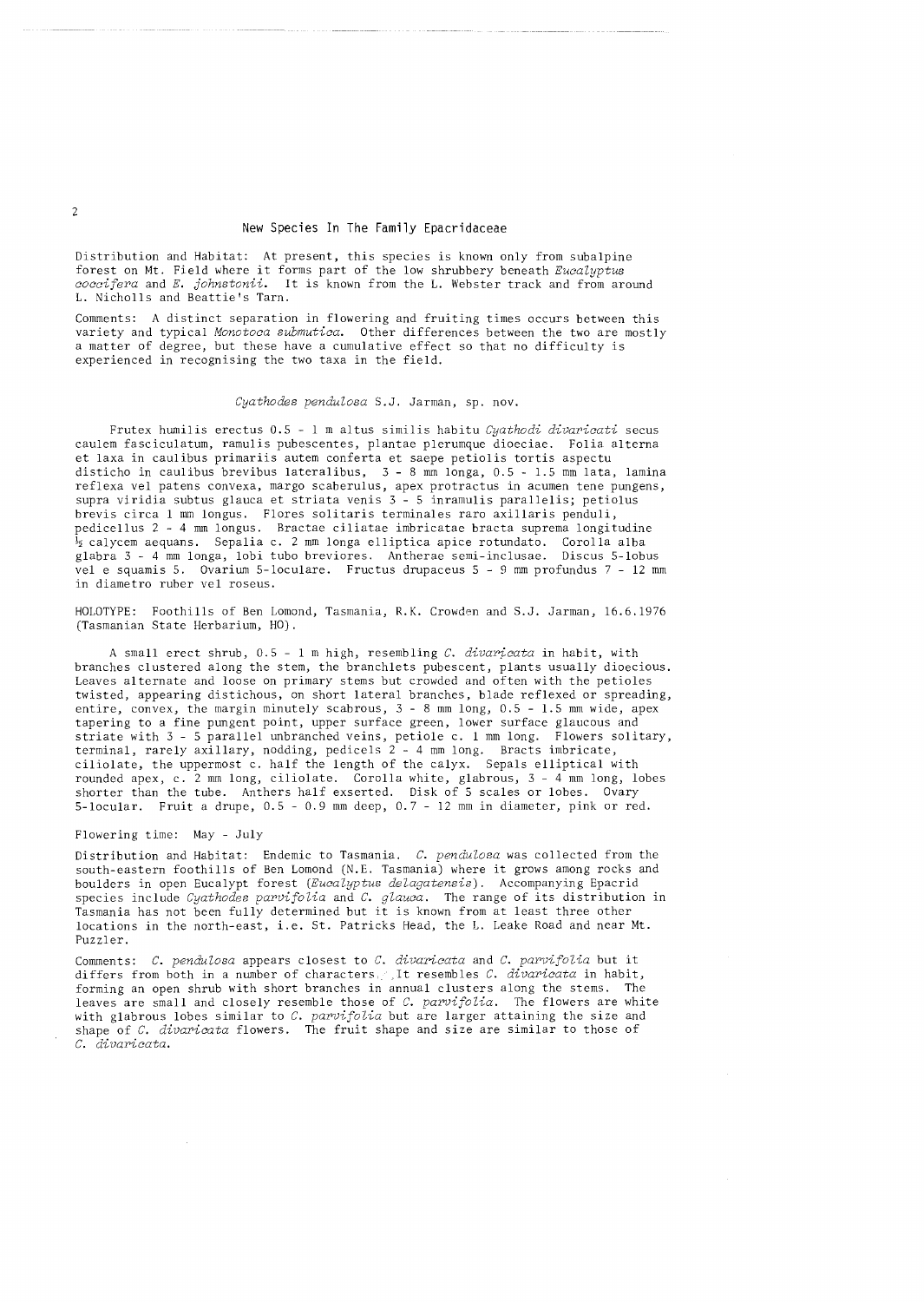Distribution and Habitat: At present, this species is known only from subalpine forest on Mt. Field where it forms part of the low shrubbery beneath *Eucalyptus coccifera* and *E. johnstonii*. It is known from the L. Webster track and from around L. Nicholls and Beattie's Tarn.

Comments: A distinct separation in flowering and fruiting times occurs between this variety and typical *Monotoca submutica*. Other differences between the two are mostly a matter of degree, but these have a cumulative effect so that no difficulty is experienced in recognising the two taxa in the field.

### *Cyathodes pendulosa* S.J. Jarman, sp. nov.

Frutex humilis erectus 0.5 - 1 m altus similis habitu *Cyathodi divaricati* secus caulem fasciculatum, ramulis pubescentes, plantae plerumque dioeciae. Folia alterna et laxa in caulibus primariis autem conferta et saepe petiolis tortis aspectu disticho in caulibus brevibus lateralibus, 3 - 8 mm longa, 0.5 - 1.5 mm lata, lamina reflexa vel patens convexa, margo scaberulus, apex protractus in acumen tene pungens, supra viridia subtus glauca et striata venis 3 - 5 inramulis parallelis; petiolus brevis circa 1 mm longus. Flores solitaris terminales raro axillaris penduli, pedicellus 2 - 4 mm longus. Bractae ciliatae imbricatae bracta suprema longitudine ½ calycem aequans. Sepalia c. 2 mm longa elliptica apice rotundato. Corolla alba glabra 3 - 4 mm longa, lobi tubo breviores. Antherae semi-inclusae. Discus 5-lobus vel e squamis 5. Ovarium 5-loculare. Fructus drupaceus 5 - 9 mm profundus 7 - 12 mm in diametro ruber vel roseus.

HOLOTYPE: Foothills of Ben Lomond, Tasmania, R.K. Crowden and S.J. Jarman, 16.6.1976 (Tasmanian State Herbarium, HO).

A small erect shrub, 0.5 - 1 m high, resembling *C. divaricata* in habit, with branches clustered along the stem, the branchlets pubescent, plants usually dioecious. Leaves alternate and loose on primary stems but crowded and often with the petioles twisted, appearing distichous, on short lateral branches, blade reflexed or spreading, entire, convex, the margin minutely scabrous, 3 - 8 mm long, 0.5 - 1.5 mm wide, apex tapering to a fine pungent point, upper surface green, lower surface glaucous and striate with 3 - 5 parallel unbranched veins, petiole c. 1 mm long. Flowers solitary, terminal, rarely axillary, nodding, pedicels 2 - 4 mm long. Bracts imbricate, ciliolate, the uppermost c. half the length of the calyx. Sepals elliptical with rounded apex, c. 2 mm long, ciliolate. Corolla white, glabrous, 3 - 4 mm long, lobes shorter than the tube. Anthers half exserted. Disk of 5 scales or lobes. Ovary 5-locular. Fruit a drupe, 0.5 - 0.9 mm deep, 0.7 - 12 mm in diameter, pink or red.

Flowering time: May - July

Distribution and Habitat: Endemic to Tasmania. *C. pendulosa* was collected from the south-eastern foothills of Ben Lomond (N.E. Tasmania) where it grows among rocks and boulders in open Eucalypt forest (*Eucalyptus delagatensis*). Accompanying Epacrid species include *Cyathodes parvifolia* and *C. glauca*. The range of its distribution in Tasmania has not been fully determined but it is known from at least three other locations in the north-east, i.e. St. Patricks Head, the L. Leake Road and near Mt. Puzzler.

Comments: *C. pendulosa* appears closest to *C. divaricata* and *C. parvifolia* but it differs from both in a number of characters. It resembles *C. divaricata* in habit, forming an open shrub with short branches in annual clusters along the stems. The leaves are small and closely resemble those of *C. parvifolia*. The flowers are white with glabrous lobes similar to *C. parvifolia* but are larger attaining the size and shape of *C. divaricata* flowers. The fruit shape and size are similar to those of *C. divaricata*.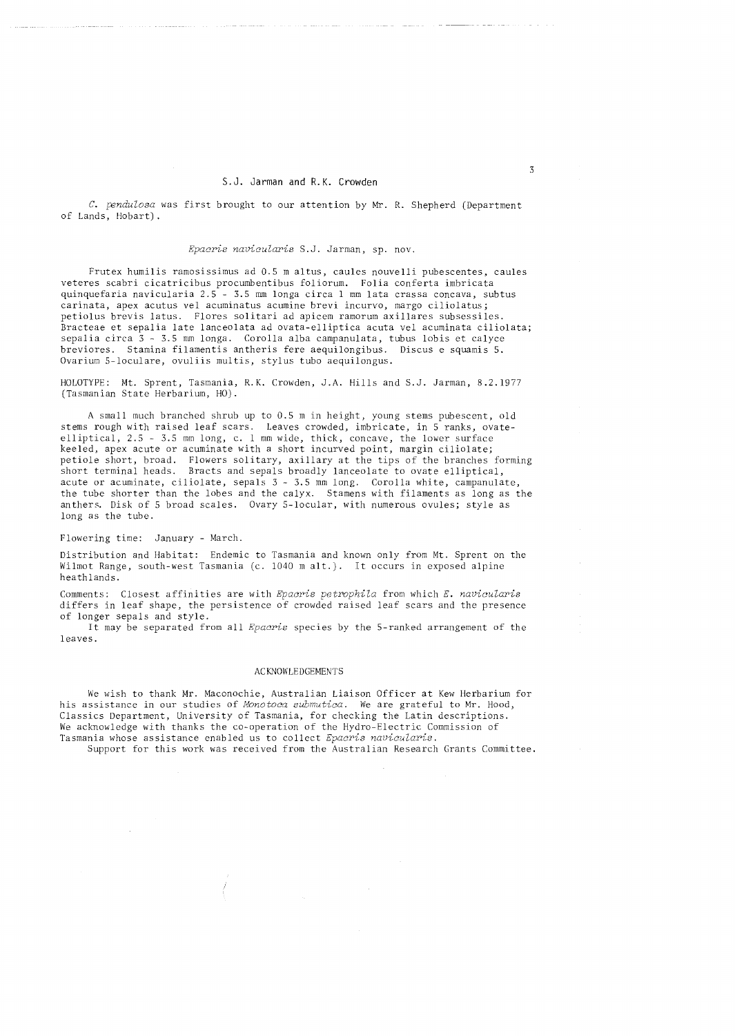*C. pendulosa* was first brought to our attention by Mr. R. Shepherd (Department of Lands, Hobart).

### *Epacris navicularis* S.J. Jarman, sp. nov.

Frutex humilis ramosissimus ad 0.5 m altus, caules nouvelli pubescentes, caules veteres scabri cicatricibus procumbentibus foliorum. Folia conferta imbricata quinquefaria navicularia 2.5 - 3.5 mm longa circa 1 mm lata crassa concava, subtus carinata, apex acutus vel acuminatus acumine brevi incurvo, margo ciliolatus; petiolus brevis latus. Flores solitari ad apicem ramorum axillares subsessiles. Bracteae et sepalia late lanceolata ad ovata-elliptica acuta vel acuminata ciliolata; sepalia circa 3 - 3.5 mm longa. Corolla alba campanulata, tubus lobis et calyce breviores. Stamina filamentis antheris fere aequilongibus. Discus e squamis 5. Ovarium 5-loculare, ovuliis multis, stylus tubo aequilongus.

HOLOTYPE: Mt. Sprent, Tasmania, R.K. Crowden, J.A. Hills and S.J. Jarman, 8.2.1977 (Tasmanian State Herbarium, HO).

A small much branched shrub up to 0.5 m in height, young stems pubescent, old stems rough with raised leaf scars. Leaves crowded, imbricate, in 5 ranks, ovate-elliptical, 2.5 - 3.5 mm long, c. 1 mm wide, thick, concave, the lower surface keeled, apex acute or acuminate with a short incurved point, margin ciliolate; petiole short, broad. Flowers solitary, axillary at the tips of the branches forming short terminal heads. Bracts and sepals broadly lanceolate to ovate elliptical, acute or acuminate, ciliolate, sepals 3 - 3.5 mm long. Corolla white, campanulate, the tube shorter than the lobes and the calyx. Stamens with filaments as long as the anthers. Disk of 5 broad scales. Ovary 5-locular, with numerous ovules; style as long as the tube.

Flowering time: January - March.

Distribution and Habitat: Endemic to Tasmania and known only from Mt. Sprent on the Wilmot Range, south-west Tasmania (c. 1040 m alt.). It occurs in exposed alpine heathlands.

Comments: Closest affinities are with *Epacris petrophila* from which *E. navicularis* differs in leaf shape, the persistence of crowded raised leaf scars and the presence of longer sepals and style.

It may be separated from all *Epacris* species by the 5-ranked arrangement of the leaves.

## ACKNOWLEDGEMENTS

We wish to thank Mr. Maconochie, Australian Liaison Officer at Kew Herbarium for his assistance in our studies of *Monotoca submutica*. We are grateful to Mr. Hood, Classics Department, University of Tasmania, for checking the Latin descriptions. We acknowledge with thanks the co-operation of the Hydro-Electric Commission of Tasmania whose assistance enabled us to collect *Epacris navicularis*.

Support for this work was received from the Australian Research Grants Committee.